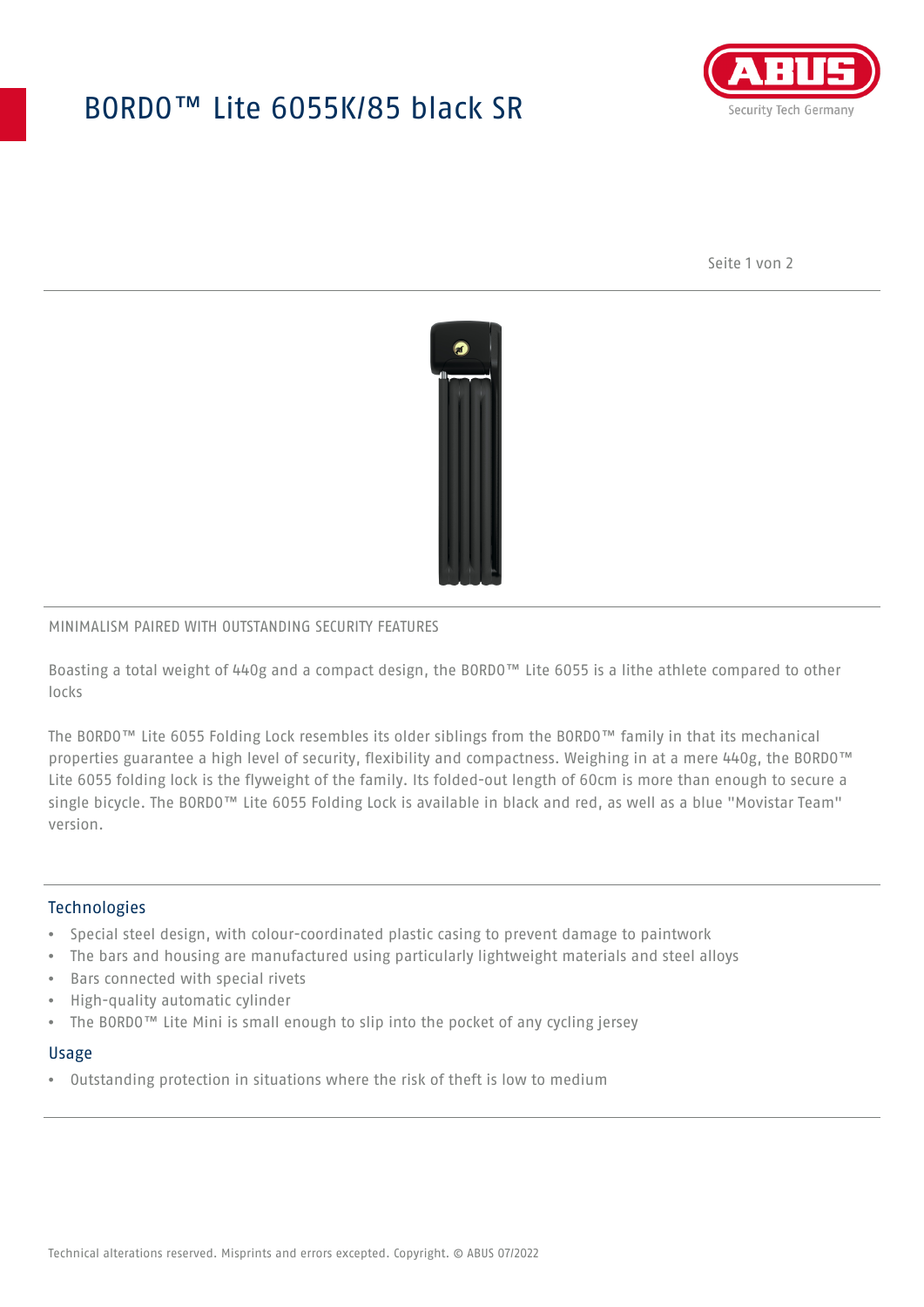# BORDO™ Lite 6055K/85 black SR

MINIMALISM PAIRED WITH OUTSTANDING SECURITY FEATURES

Boasting a total weight of 440g and a compact design, the BORDO™ Lite 6055 is a lithe athlete compared to other locks

The BORDO™ Lite 6055 Folding Lock resembles its older siblings from the BORDO™ family in that its mechanical properties guarantee a high level of security, flexibility and compactness. Weighing in at a mere 440g, the BORDO™ Lite 6055 folding lock is the flyweight of the family. Its folded-out length of 60cm is more than enough to secure a single bicycle. The BORDO™ Lite 6055 Folding Lock is available in black and red, as well as a blue "Movistar Team" version.

## Technologies

- Special steel design, with colour-coordinated plastic casing to prevent damage to paintwork
- The bars and housing are manufactured using particularly lightweight materials and steel alloys
- Bars connected with special rivets
- High-quality automatic cylinder
- The BORDO™ Lite Mini is small enough to slip into the pocket of any cycling jersey

## Usage

- Outstanding protection in situations where the risk of theft is low to medium

Technical alterations reserved. Misprints and errors excepted. Copyright. © ABUS 07/2022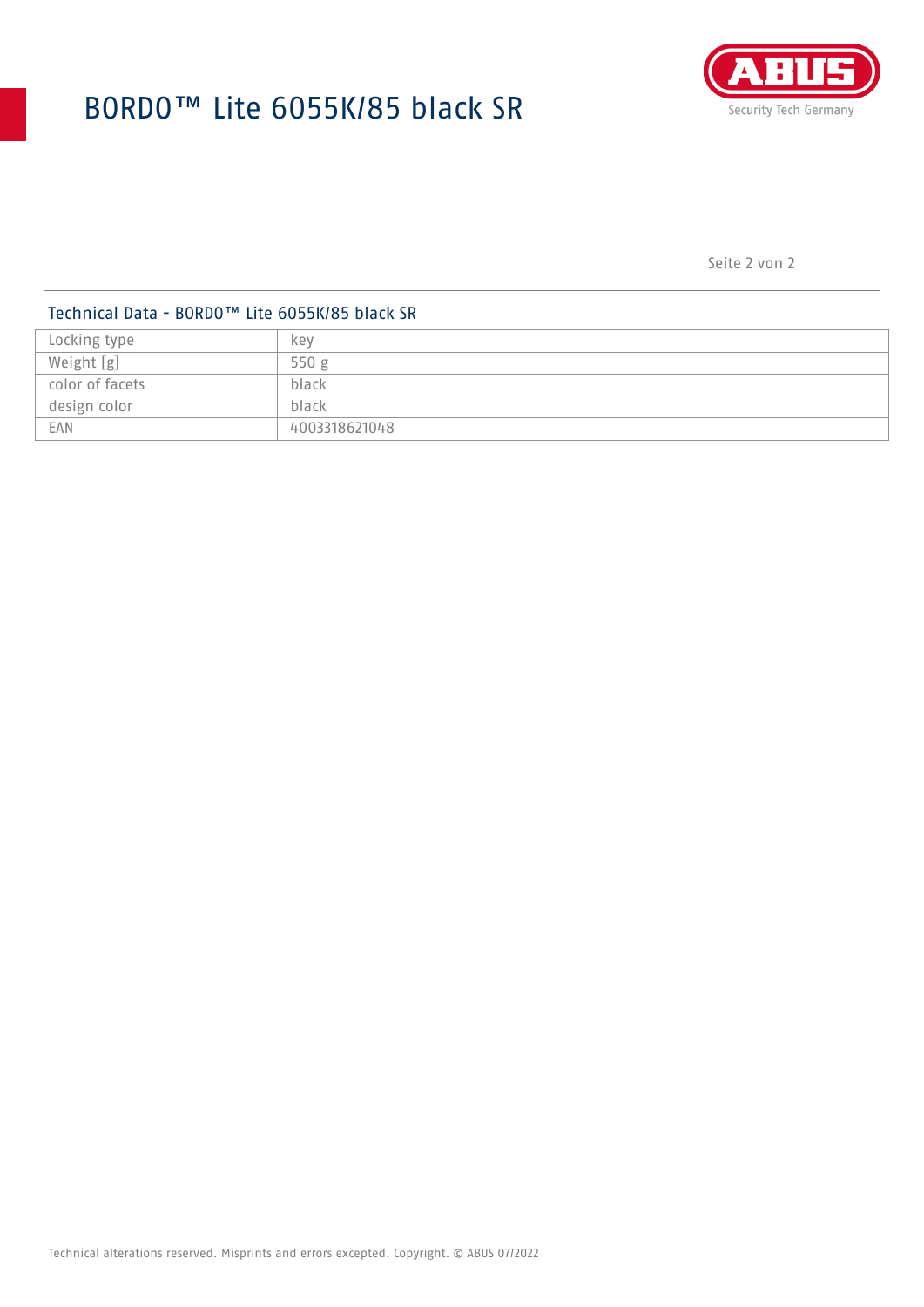# BORDO™ Lite 6055K/85 black SR

## Technical Data - BORDO™ Lite 6055K/85 black SR

| | |
|---|---|
| Locking type | key |
| Weight [g] | 550 g |
| color of facets | black |
| design color | black |
| EAN | 4003318621048 |

Technical alterations reserved. Misprints and errors excepted. Copyright. © ABUS 07/2022